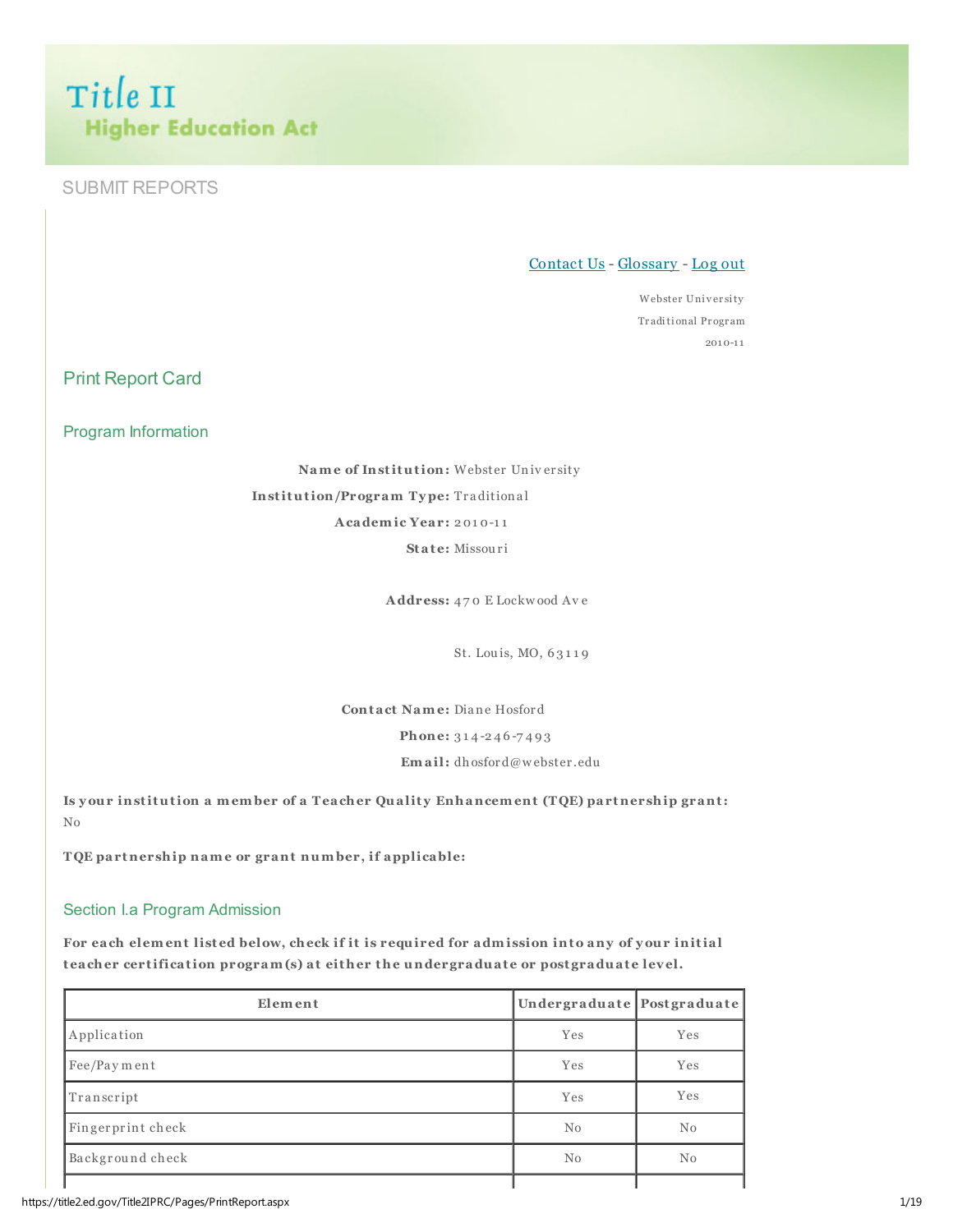# Title II
## Higher Education Act

SUBMIT REPORTS

Contact Us - Glossary - Log out

Webster University
Traditional Program
2010-11

## Print Report Card

### Program Information

**Name of Institution:** Webster University
**Institution/Program Type:** Traditional
**Academic Year:** 2010-11
**State:** Missouri

**Address:** 470 E Lockwood Ave

St. Louis, MO, 63119

**Contact Name:** Diane Hosford
**Phone:** 314-246-7493
**Email:** dhosford@webster.edu

**Is your institution a member of a Teacher Quality Enhancement (TQE) partnership grant:**
No

**TQE partnership name or grant number, if applicable:**

### Section I.a Program Admission

**For each element listed below, check if it is required for admission into any of your initial teacher certification program(s) at either the undergraduate or postgraduate level.**

| Element | Undergraduate | Postgraduate |
|---|---|---|
| Application | Yes | Yes |
| Fee/Payment | Yes | Yes |
| Transcript | Yes | Yes |
| Fingerprint check | No | No |
| Background check | No | No |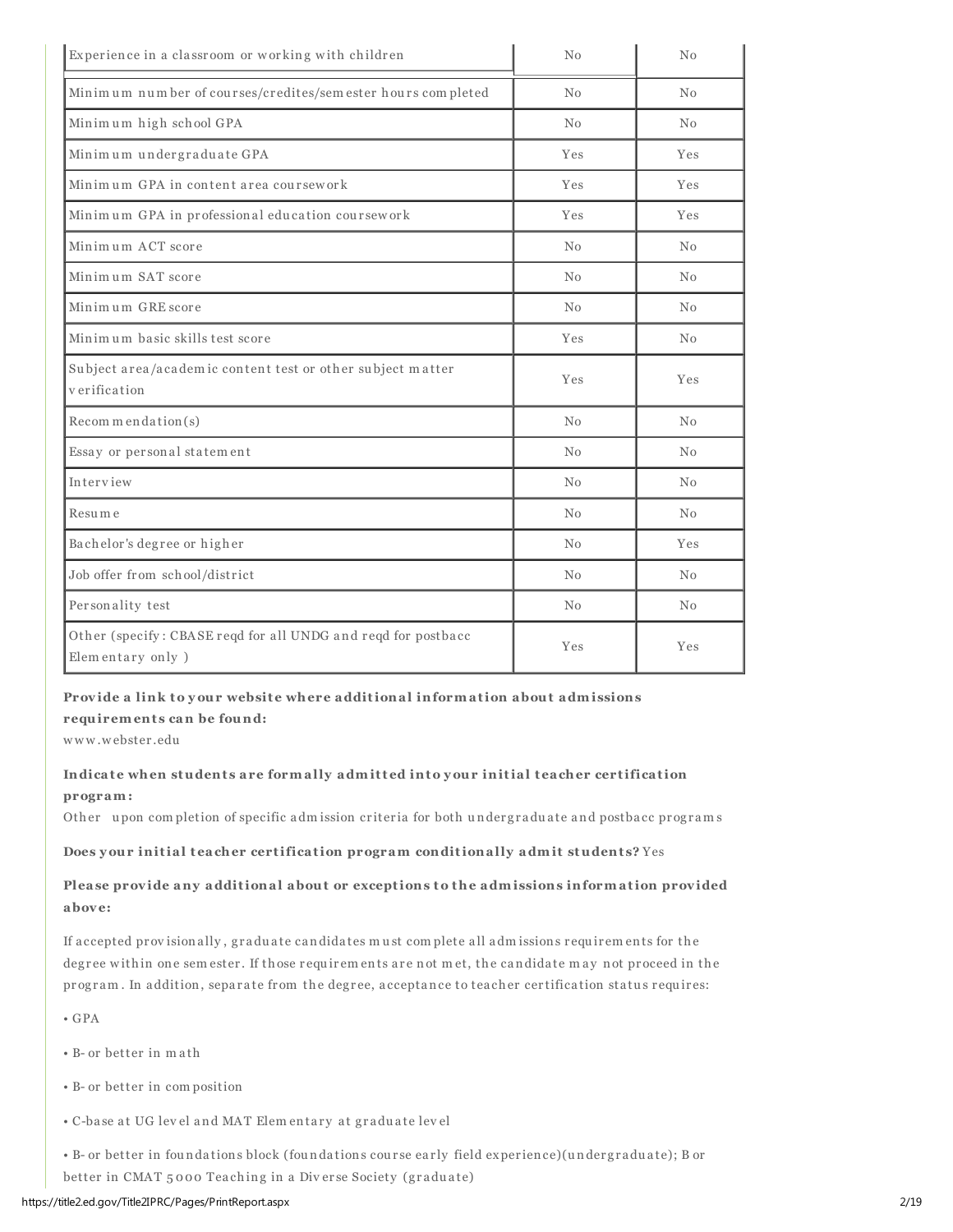| Experience in a classroom or working with children | No | No |
|---|---|---|
| Minimum number of courses/credites/semester hours completed | No | No |
| Minimum high school GPA | No | No |
| Minimum undergraduate GPA | Yes | Yes |
| Minimum GPA in content area coursework | Yes | Yes |
| Minimum GPA in professional education coursework | Yes | Yes |
| Minimum ACT score | No | No |
| Minimum SAT score | No | No |
| Minimum GRE score | No | No |
| Minimum basic skills test score | Yes | No |
| Subject area/academic content test or other subject matter verification | Yes | Yes |
| Recommendation(s) | No | No |
| Essay or personal statement | No | No |
| Interview | No | No |
| Resume | No | No |
| Bachelor's degree or higher | No | Yes |
| Job offer from school/district | No | No |
| Personality test | No | No |
| Other (specify: CBASE reqd for all UNDG and reqd for postbacc Elementary only ) | Yes | Yes |

**Provide a link to your website where additional information about admissions requirements can be found:**
www.webster.edu

**Indicate when students are formally admitted into your initial teacher certification program:**
Other upon completion of specific admission criteria for both undergraduate and postbacc programs

**Does your initial teacher certification program conditionally admit students?** Yes

**Please provide any additional about or exceptions to the admissions information provided above:**

If accepted provisionally, graduate candidates must complete all admissions requirements for the degree within one semester. If those requirements are not met, the candidate may not proceed in the program. In addition, separate from the degree, acceptance to teacher certification status requires:

- GPA
- B- or better in math
- B- or better in composition
- C-base at UG level and MAT Elementary at graduate level
- B- or better in foundations block (foundations course early field experience)(undergraduate); B or better in CMAT 5000 Teaching in a Diverse Society (graduate)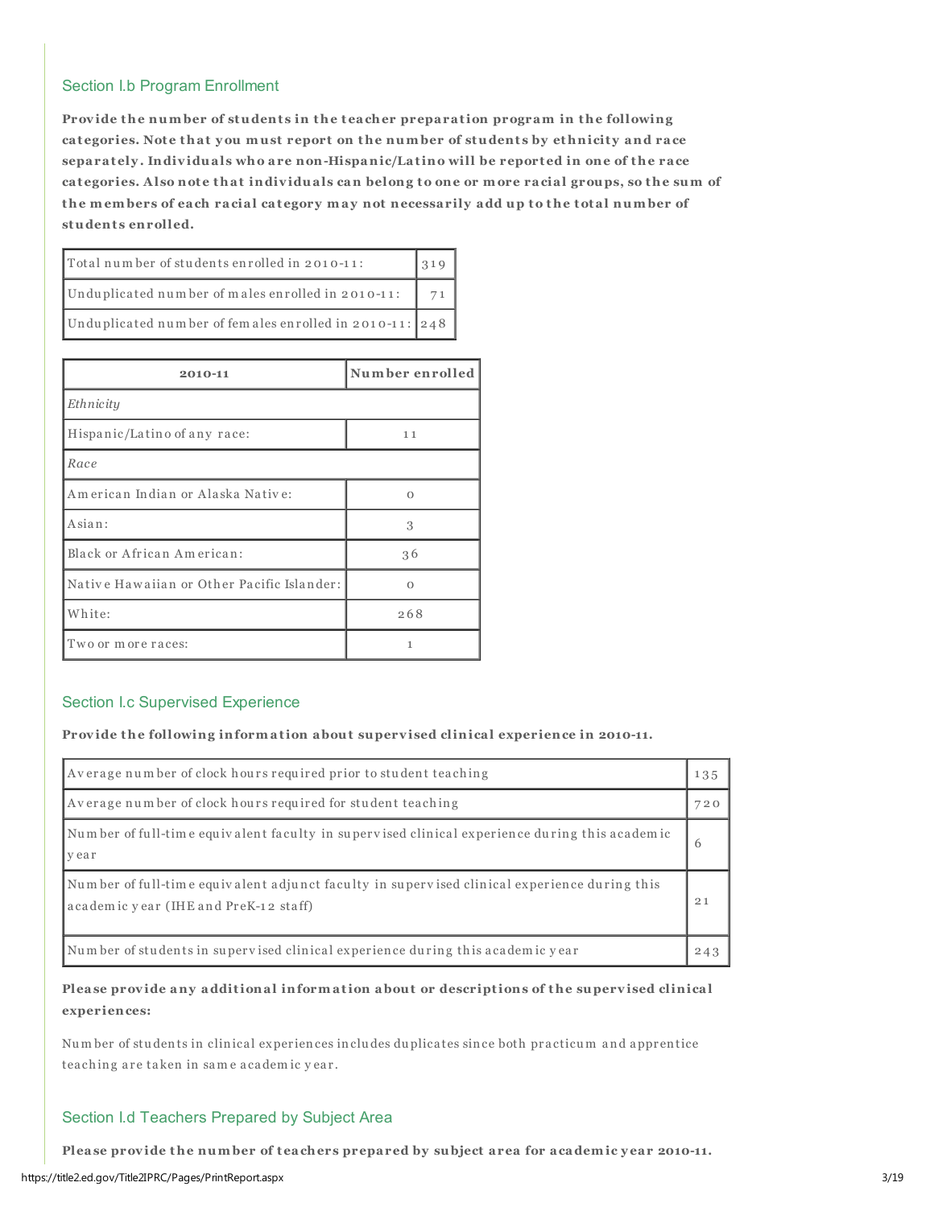## Section I.b Program Enrollment

**Provide the number of students in the teacher preparation program in the following categories. Note that you must report on the number of students by ethnicity and race separately. Individuals who are non-Hispanic/Latino will be reported in one of the race categories. Also note that individuals can belong to one or more racial groups, so the sum of the members of each racial category may not necessarily add up to the total number of students enrolled.**

| | |
|---|---|
| Total number of students enrolled in 2010-11: | 319 |
| Unduplicated number of males enrolled in 2010-11: | 71 |
| Unduplicated number of females enrolled in 2010-11: | 248 |

| 2010-11 | Number enrolled |
|---|---|
| *Ethnicity* | |
| Hispanic/Latino of any race: | 11 |
| *Race* | |
| American Indian or Alaska Native: | 0 |
| Asian: | 3 |
| Black or African American: | 36 |
| Native Hawaiian or Other Pacific Islander: | 0 |
| White: | 268 |
| Two or more races: | 1 |

## Section I.c Supervised Experience

**Provide the following information about supervised clinical experience in 2010-11.**

| | |
|---|---|
| Average number of clock hours required prior to student teaching | 135 |
| Average number of clock hours required for student teaching | 720 |
| Number of full-time equivalent faculty in supervised clinical experience during this academic year | 6 |
| Number of full-time equivalent adjunct faculty in supervised clinical experience during this academic year (IHE and PreK-12 staff) | 21 |
| Number of students in supervised clinical experience during this academic year | 243 |

**Please provide any additional information about or descriptions of the supervised clinical experiences:**

Number of students in clinical experiences includes duplicates since both practicum and apprentice teaching are taken in same academic year.

## Section I.d Teachers Prepared by Subject Area

**Please provide the number of teachers prepared by subject area for academic year 2010-11.**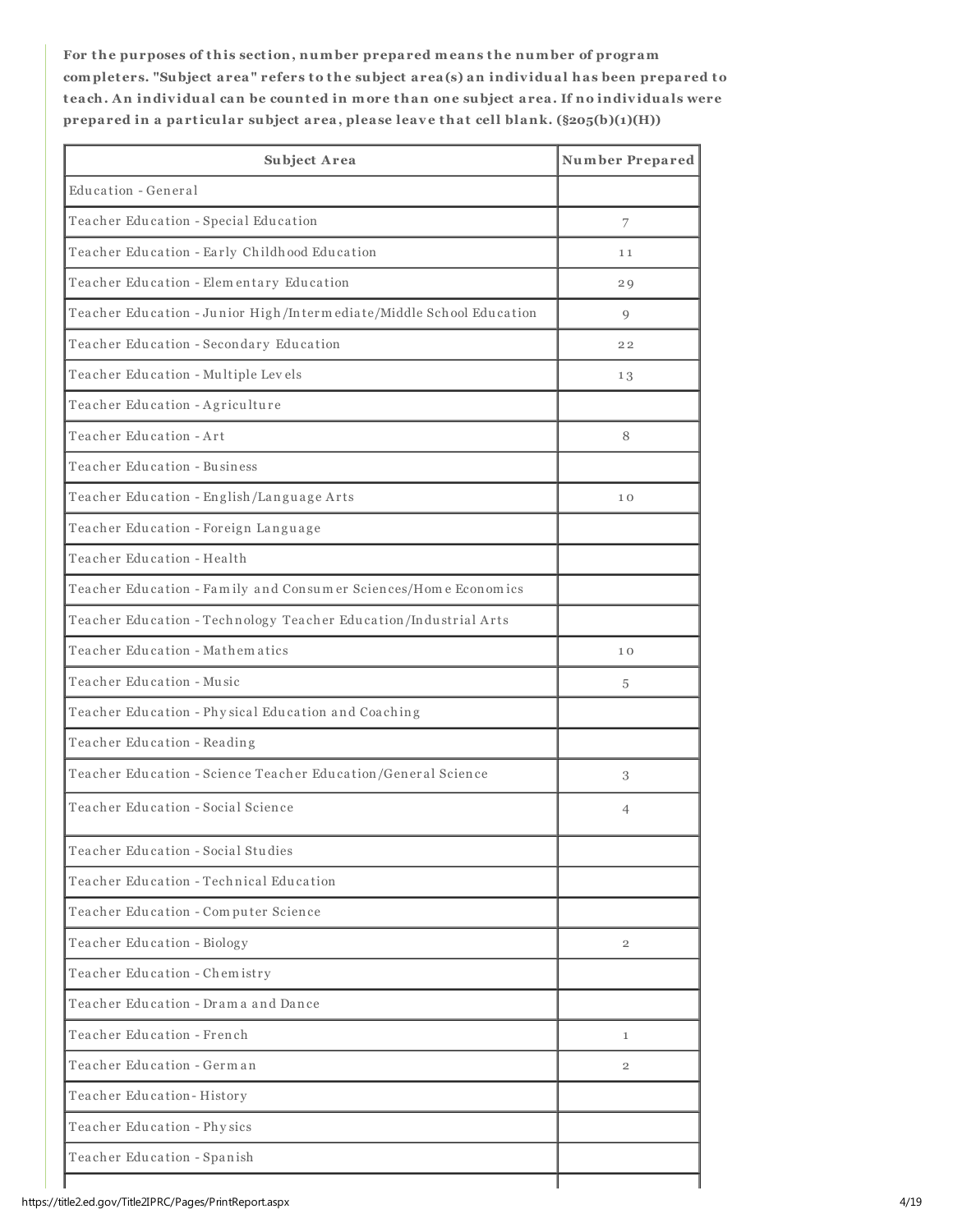**For the purposes of this section, number prepared means the number of program completers. "Subject area" refers to the subject area(s) an individual has been prepared to teach. An individual can be counted in more than one subject area. If no individuals were prepared in a particular subject area, please leave that cell blank. (§205(b)(1)(H))**

| Subject Area | Number Prepared |
| --- | --- |
| Education - General | |
| Teacher Education - Special Education | 7 |
| Teacher Education - Early Childhood Education | 11 |
| Teacher Education - Elementary Education | 29 |
| Teacher Education - Junior High/Intermediate/Middle School Education | 9 |
| Teacher Education - Secondary Education | 22 |
| Teacher Education - Multiple Levels | 13 |
| Teacher Education - Agriculture | |
| Teacher Education - Art | 8 |
| Teacher Education - Business | |
| Teacher Education - English/Language Arts | 10 |
| Teacher Education - Foreign Language | |
| Teacher Education - Health | |
| Teacher Education - Family and Consumer Sciences/Home Economics | |
| Teacher Education - Technology Teacher Education/Industrial Arts | |
| Teacher Education - Mathematics | 10 |
| Teacher Education - Music | 5 |
| Teacher Education - Physical Education and Coaching | |
| Teacher Education - Reading | |
| Teacher Education - Science Teacher Education/General Science | 3 |
| Teacher Education - Social Science | 4 |
| Teacher Education - Social Studies | |
| Teacher Education - Technical Education | |
| Teacher Education - Computer Science | |
| Teacher Education - Biology | 2 |
| Teacher Education - Chemistry | |
| Teacher Education - Drama and Dance | |
| Teacher Education - French | 1 |
| Teacher Education - German | 2 |
| Teacher Education- History | |
| Teacher Education - Physics | |
| Teacher Education - Spanish | |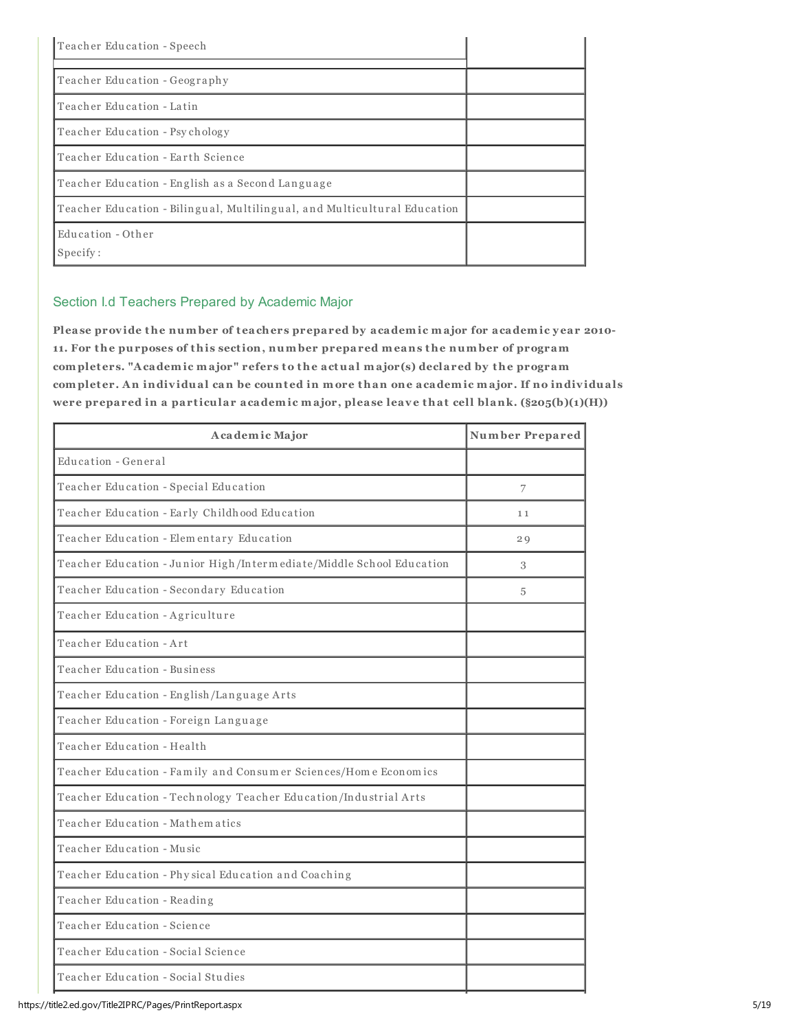| | |
|---|---|
| Teacher Education - Speech | |
| Teacher Education - Geography | |
| Teacher Education - Latin | |
| Teacher Education - Psychology | |
| Teacher Education - Earth Science | |
| Teacher Education - English as a Second Language | |
| Teacher Education - Bilingual, Multilingual, and Multicultural Education | |
| Education - Other<br>Specify: | |

## Section I.d Teachers Prepared by Academic Major

**Please provide the number of teachers prepared by academic major for academic year 2010-11. For the purposes of this section, number prepared means the number of program completers. "Academic major" refers to the actual major(s) declared by the program completer. An individual can be counted in more than one academic major. If no individuals were prepared in a particular academic major, please leave that cell blank. (§205(b)(1)(H))**

| Academic Major | Number Prepared |
|---|---|
| Education - General | |
| Teacher Education - Special Education | 7 |
| Teacher Education - Early Childhood Education | 11 |
| Teacher Education - Elementary Education | 29 |
| Teacher Education - Junior High/Intermediate/Middle School Education | 3 |
| Teacher Education - Secondary Education | 5 |
| Teacher Education - Agriculture | |
| Teacher Education - Art | |
| Teacher Education - Business | |
| Teacher Education - English/Language Arts | |
| Teacher Education - Foreign Language | |
| Teacher Education - Health | |
| Teacher Education - Family and Consumer Sciences/Home Economics | |
| Teacher Education - Technology Teacher Education/Industrial Arts | |
| Teacher Education - Mathematics | |
| Teacher Education - Music | |
| Teacher Education - Physical Education and Coaching | |
| Teacher Education - Reading | |
| Teacher Education - Science | |
| Teacher Education - Social Science | |
| Teacher Education - Social Studies | |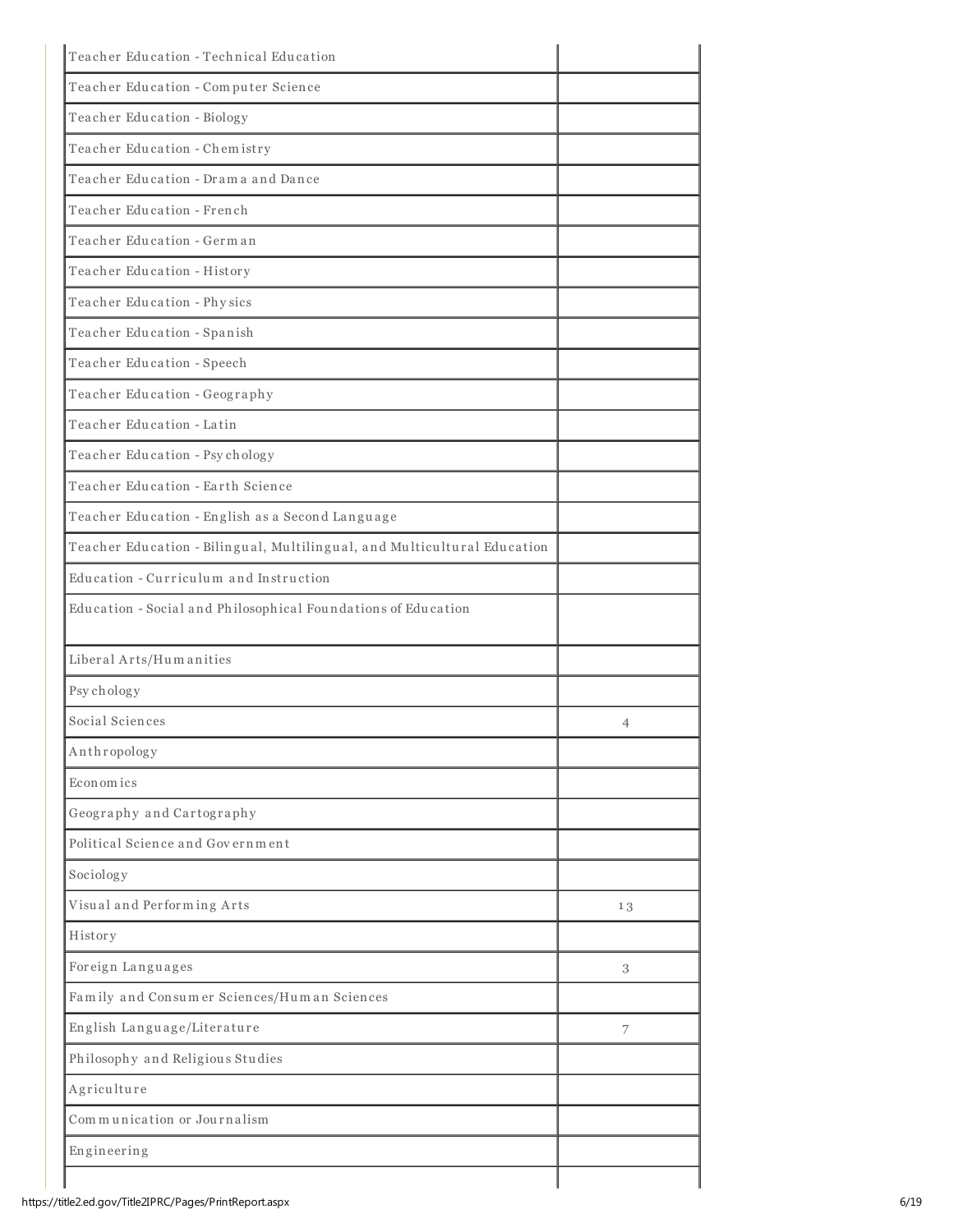| | |
|---|---|
| Teacher Education - Technical Education | |
| Teacher Education - Computer Science | |
| Teacher Education - Biology | |
| Teacher Education - Chemistry | |
| Teacher Education - Drama and Dance | |
| Teacher Education - French | |
| Teacher Education - German | |
| Teacher Education - History | |
| Teacher Education - Physics | |
| Teacher Education - Spanish | |
| Teacher Education - Speech | |
| Teacher Education - Geography | |
| Teacher Education - Latin | |
| Teacher Education - Psychology | |
| Teacher Education - Earth Science | |
| Teacher Education - English as a Second Language | |
| Teacher Education - Bilingual, Multilingual, and Multicultural Education | |
| Education - Curriculum and Instruction | |
| Education - Social and Philosophical Foundations of Education | |
| Liberal Arts/Humanities | |
| Psychology | |
| Social Sciences | 4 |
| Anthropology | |
| Economics | |
| Geography and Cartography | |
| Political Science and Government | |
| Sociology | |
| Visual and Performing Arts | 13 |
| History | |
| Foreign Languages | 3 |
| Family and Consumer Sciences/Human Sciences | |
| English Language/Literature | 7 |
| Philosophy and Religious Studies | |
| Agriculture | |
| Communication or Journalism | |
| Engineering | |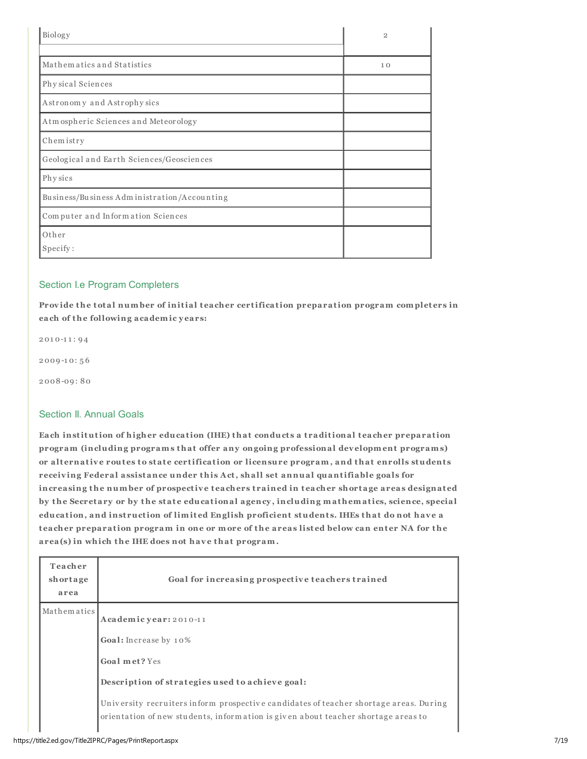| | |
|---|---|
| Biology | 2 |
| Mathematics and Statistics | 10 |
| Physical Sciences | |
| Astronomy and Astrophysics | |
| Atmospheric Sciences and Meteorology | |
| Chemistry | |
| Geological and Earth Sciences/Geosciences | |
| Physics | |
| Business/Business Administration/Accounting | |
| Computer and Information Sciences | |
| Other<br>Specify: | |

## Section I.e Program Completers

**Provide the total number of initial teacher certification preparation program completers in each of the following academic years:**

2010-11: 94

2009-10: 56

2008-09: 80

## Section II. Annual Goals

**Each institution of higher education (IHE) that conducts a traditional teacher preparation program (including programs that offer any ongoing professional development programs) or alternative routes to state certification or licensure program, and that enrolls students receiving Federal assistance under this Act, shall set annual quantifiable goals for increasing the number of prospective teachers trained in teacher shortage areas designated by the Secretary or by the state educational agency, including mathematics, science, special education, and instruction of limited English proficient students. IHEs that do not have a teacher preparation program in one or more of the areas listed below can enter NA for the area(s) in which the IHE does not have that program.**

| Teacher shortage area | Goal for increasing prospective teachers trained |
|---|---|
| Mathematics | **Academic year:** 2010-11<br><br>**Goal:** Increase by 10%<br><br>**Goal met?** Yes<br><br>**Description of strategies used to achieve goal:**<br><br>University recruiters inform prospective candidates of teacher shortage areas. During orientation of new students, information is given about teacher shortage areas to |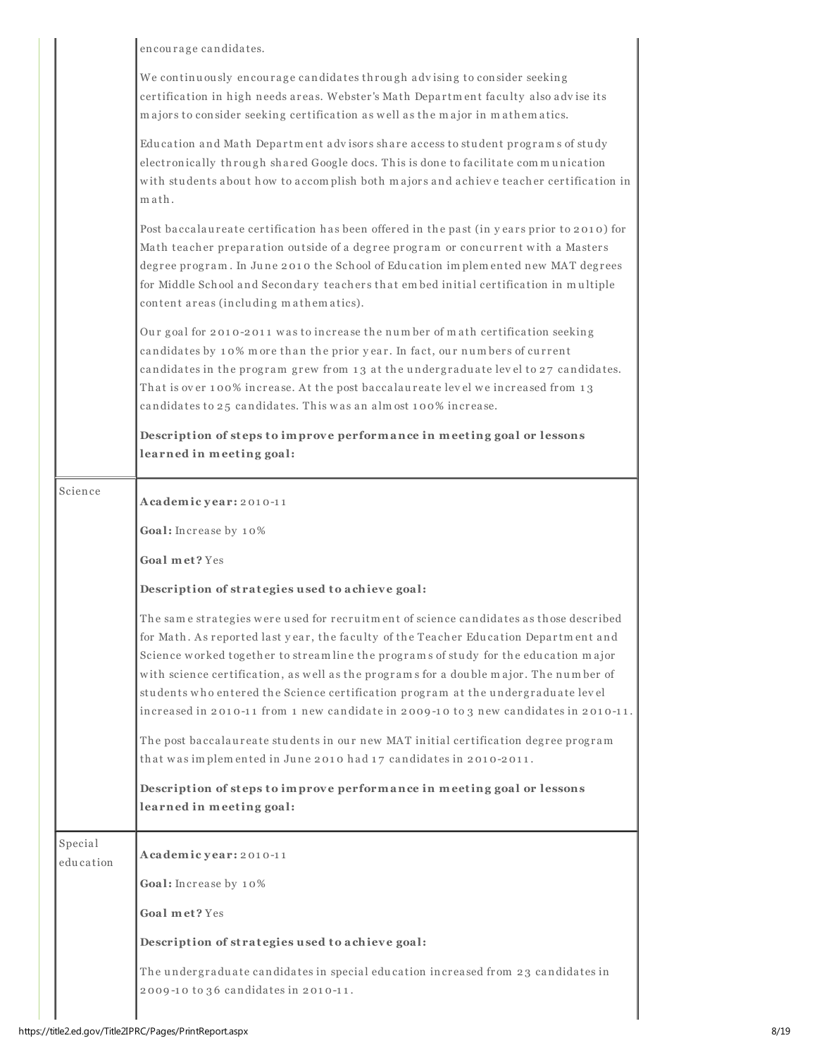| | |
|---|---|
| | encourage candidates.<br><br>We continuously encourage candidates through advising to consider seeking certification in high needs areas. Webster's Math Department faculty also advise its majors to consider seeking certification as well as the major in mathematics.<br><br>Education and Math Department advisors share access to student programs of study electronically through shared Google docs. This is done to facilitate communication with students about how to accomplish both majors and achieve teacher certification in math.<br><br>Post baccalaureate certification has been offered in the past (in years prior to 2010) for Math teacher preparation outside of a degree program or concurrent with a Masters degree program. In June 2010 the School of Education implemented new MAT degrees for Middle School and Secondary teachers that embed initial certification in multiple content areas (including mathematics).<br><br>Our goal for 2010-2011 was to increase the number of math certification seeking candidates by 10% more than the prior year. In fact, our numbers of current candidates in the program grew from 13 at the undergraduate level to 27 candidates. That is over 100% increase. At the post baccalaureate level we increased from 13 candidates to 25 candidates. This was an almost 100% increase.<br><br>**Description of steps to improve performance in meeting goal or lessons learned in meeting goal:** |
| Science | **Academic year:** 2010-11<br><br>**Goal:** Increase by 10%<br><br>**Goal met?** Yes<br><br>**Description of strategies used to achieve goal:**<br><br>The same strategies were used for recruitment of science candidates as those described for Math. As reported last year, the faculty of the Teacher Education Department and Science worked together to streamline the programs of study for the education major with science certification, as well as the programs for a double major. The number of students who entered the Science certification program at the undergraduate level increased in 2010-11 from 1 new candidate in 2009-10 to 3 new candidates in 2010-11.<br><br>The post baccalaureate students in our new MAT initial certification degree program that was implemented in June 2010 had 17 candidates in 2010-2011.<br><br>**Description of steps to improve performance in meeting goal or lessons learned in meeting goal:** |
| Special education | **Academic year:** 2010-11<br><br>**Goal:** Increase by 10%<br><br>**Goal met?** Yes<br><br>**Description of strategies used to achieve goal:**<br><br>The undergraduate candidates in special education increased from 23 candidates in 2009-10 to 36 candidates in 2010-11. |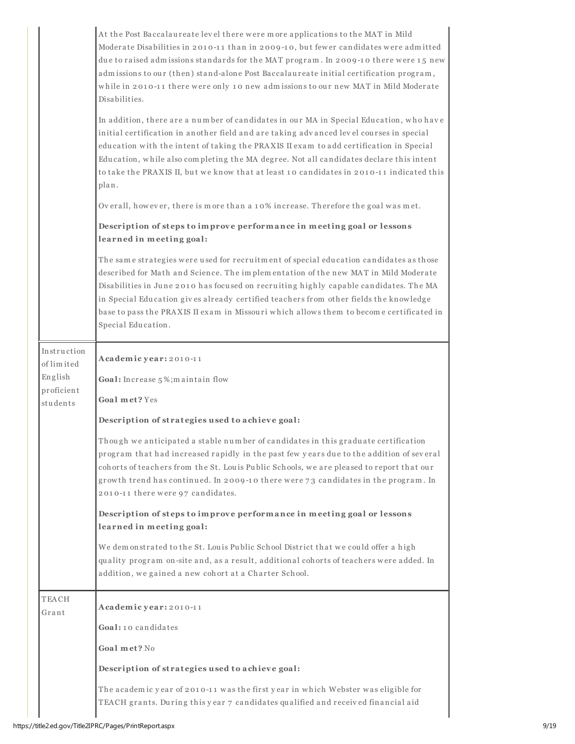| | |
|---|---|
| | At the Post Baccalaureate level there were more applications to the MAT in Mild Moderate Disabilities in 2010-11 than in 2009-10, but fewer candidates were admitted due to raised admissions standards for the MAT program. In 2009-10 there were 15 new admissions to our (then) stand-alone Post Baccalaureate initial certification program, while in 2010-11 there were only 10 new admissions to our new MAT in Mild Moderate Disabilities.<br><br>In addition, there are a number of candidates in our MA in Special Education, who have initial certification in another field and are taking advanced level courses in special education with the intent of taking the PRAXIS II exam to add certification in Special Education, while also completing the MA degree. Not all candidates declare this intent to take the PRAXIS II, but we know that at least 10 candidates in 2010-11 indicated this plan.<br><br>Overall, however, there is more than a 10% increase. Therefore the goal was met.<br><br>**Description of steps to improve performance in meeting goal or lessons learned in meeting goal:**<br><br>The same strategies were used for recruitment of special education candidates as those described for Math and Science. The implementation of the new MAT in Mild Moderate Disabilities in June 2010 has focused on recruiting highly capable candidates. The MA in Special Education gives already certified teachers from other fields the knowledge base to pass the PRAXIS II exam in Missouri which allows them to become certificated in Special Education. |
| Instruction of limited English proficient students | **Academic year:** 2010-11<br><br>**Goal:** Increase 5%;maintain flow<br><br>**Goal met?** Yes<br><br>**Description of strategies used to achieve goal:**<br><br>Though we anticipated a stable number of candidates in this graduate certification program that had increased rapidly in the past few years due to the addition of several cohorts of teachers from the St. Louis Public Schools, we are pleased to report that our growth trend has continued. In 2009-10 there were 73 candidates in the program. In 2010-11 there were 97 candidates.<br><br>**Description of steps to improve performance in meeting goal or lessons learned in meeting goal:**<br><br>We demonstrated to the St. Louis Public School District that we could offer a high quality program on-site and, as a result, additional cohorts of teachers were added. In addition, we gained a new cohort at a Charter School. |
| TEACH Grant | **Academic year:** 2010-11<br><br>**Goal:** 10 candidates<br><br>**Goal met?** No<br><br>**Description of strategies used to achieve goal:**<br><br>The academic year of 2010-11 was the first year in which Webster was eligible for TEACH grants. During this year 7 candidates qualified and received financial aid |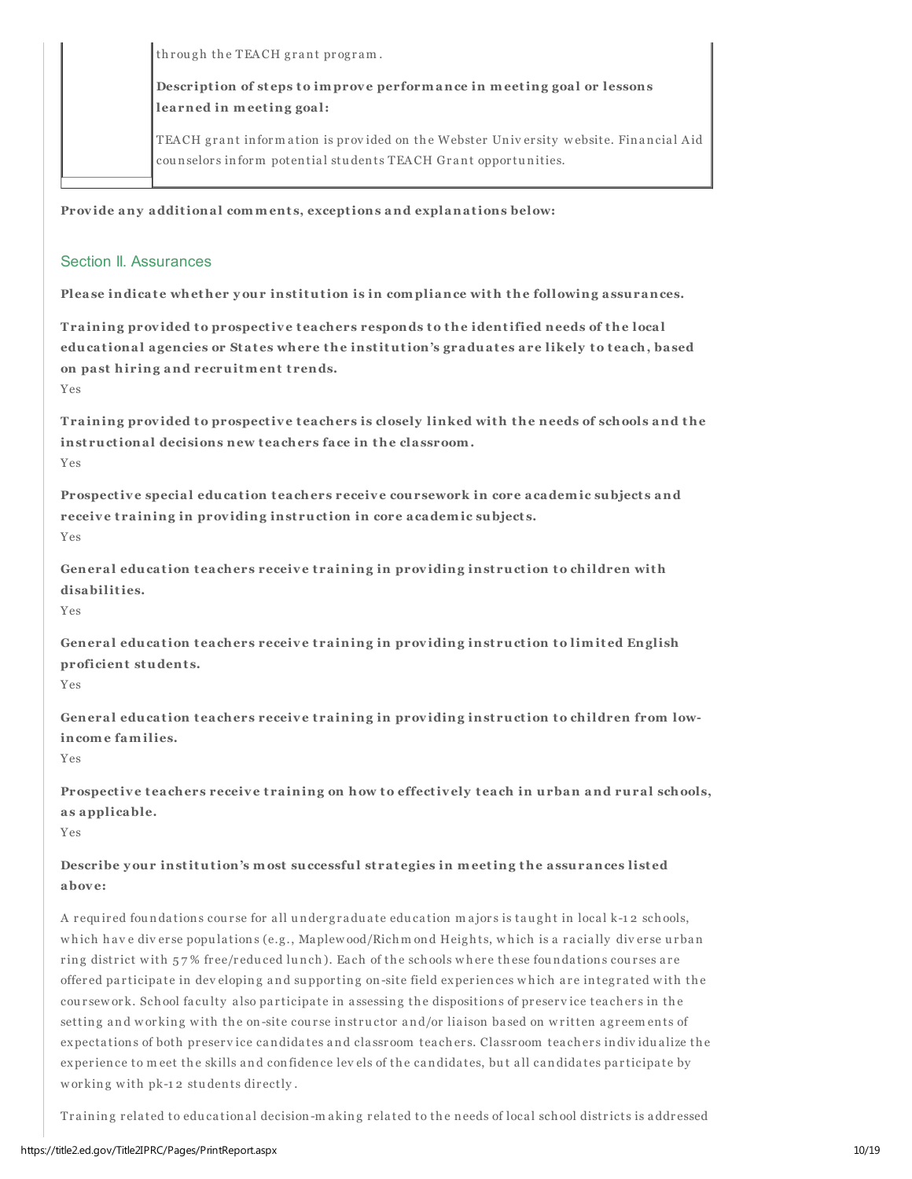| | through the TEACH grant program.<br><br>**Description of steps to improve performance in meeting goal or lessons learned in meeting goal:**<br><br>TEACH grant information is provided on the Webster University website. Financial Aid counselors inform potential students TEACH Grant opportunities. |
|---|---|

**Provide any additional comments, exceptions and explanations below:**

## Section II. Assurances

**Please indicate whether your institution is in compliance with the following assurances.**

**Training provided to prospective teachers responds to the identified needs of the local educational agencies or States where the institution's graduates are likely to teach, based on past hiring and recruitment trends.**

Yes

**Training provided to prospective teachers is closely linked with the needs of schools and the instructional decisions new teachers face in the classroom.**

Yes

**Prospective special education teachers receive coursework in core academic subjects and receive training in providing instruction in core academic subjects.**

Yes

**General education teachers receive training in providing instruction to children with disabilities.**

Yes

**General education teachers receive training in providing instruction to limited English proficient students.**

Yes

**General education teachers receive training in providing instruction to children from low-income families.**

Yes

**Prospective teachers receive training on how to effectively teach in urban and rural schools, as applicable.**

Yes

**Describe your institution's most successful strategies in meeting the assurances listed above:**

A required foundations course for all undergraduate education majors is taught in local k-12 schools, which have diverse populations (e.g., Maplewood/Richmond Heights, which is a racially diverse urban ring district with 57% free/reduced lunch). Each of the schools where these foundations courses are offered participate in developing and supporting on-site field experiences which are integrated with the coursework. School faculty also participate in assessing the dispositions of preservice teachers in the setting and working with the on-site course instructor and/or liaison based on written agreements of expectations of both preservice candidates and classroom teachers. Classroom teachers individualize the experience to meet the skills and confidence levels of the candidates, but all candidates participate by working with pk-12 students directly.

Training related to educational decision-making related to the needs of local school districts is addressed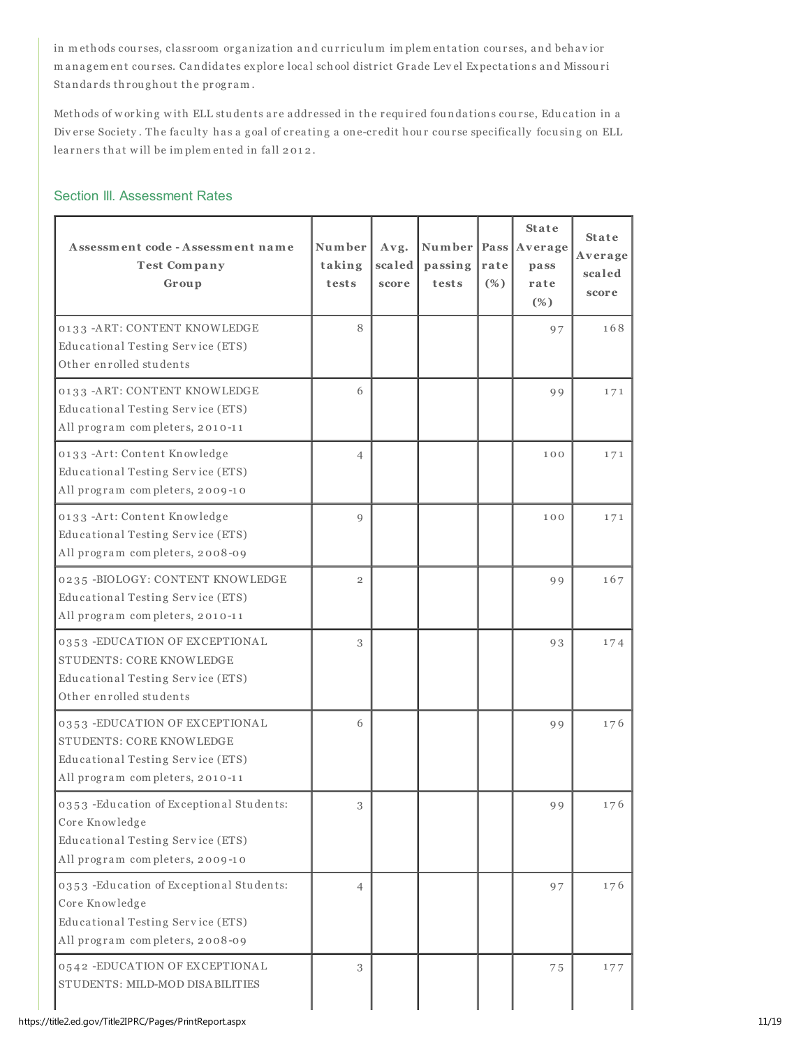in methods courses, classroom organization and curriculum implementation courses, and behavior management courses. Candidates explore local school district Grade Level Expectations and Missouri Standards throughout the program.

Methods of working with ELL students are addressed in the required foundations course, Education in a Diverse Society. The faculty has a goal of creating a one-credit hour course specifically focusing on ELL learners that will be implemented in fall 2012.

## Section III. Assessment Rates

| Assessment code - Assessment name<br>Test Company<br>Group | Number taking tests | Avg. scaled score | Number passing tests | Pass rate (%) | State Average pass rate (%) | State Average scaled score |
|---|---|---|---|---|---|---|
| 0133 -ART: CONTENT KNOWLEDGE<br>Educational Testing Service (ETS)<br>Other enrolled students | 8 | | | | 97 | 168 |
| 0133 -ART: CONTENT KNOWLEDGE<br>Educational Testing Service (ETS)<br>All program completers, 2010-11 | 6 | | | | 99 | 171 |
| 0133 -Art: Content Knowledge<br>Educational Testing Service (ETS)<br>All program completers, 2009-10 | 4 | | | | 100 | 171 |
| 0133 -Art: Content Knowledge<br>Educational Testing Service (ETS)<br>All program completers, 2008-09 | 9 | | | | 100 | 171 |
| 0235 -BIOLOGY: CONTENT KNOWLEDGE<br>Educational Testing Service (ETS)<br>All program completers, 2010-11 | 2 | | | | 99 | 167 |
| 0353 -EDUCATION OF EXCEPTIONAL STUDENTS: CORE KNOWLEDGE<br>Educational Testing Service (ETS)<br>Other enrolled students | 3 | | | | 93 | 174 |
| 0353 -EDUCATION OF EXCEPTIONAL STUDENTS: CORE KNOWLEDGE<br>Educational Testing Service (ETS)<br>All program completers, 2010-11 | 6 | | | | 99 | 176 |
| 0353 -Education of Exceptional Students: Core Knowledge<br>Educational Testing Service (ETS)<br>All program completers, 2009-10 | 3 | | | | 99 | 176 |
| 0353 -Education of Exceptional Students: Core Knowledge<br>Educational Testing Service (ETS)<br>All program completers, 2008-09 | 4 | | | | 97 | 176 |
| 0542 -EDUCATION OF EXCEPTIONAL STUDENTS: MILD-MOD DISABILITIES | 3 | | | | 75 | 177 |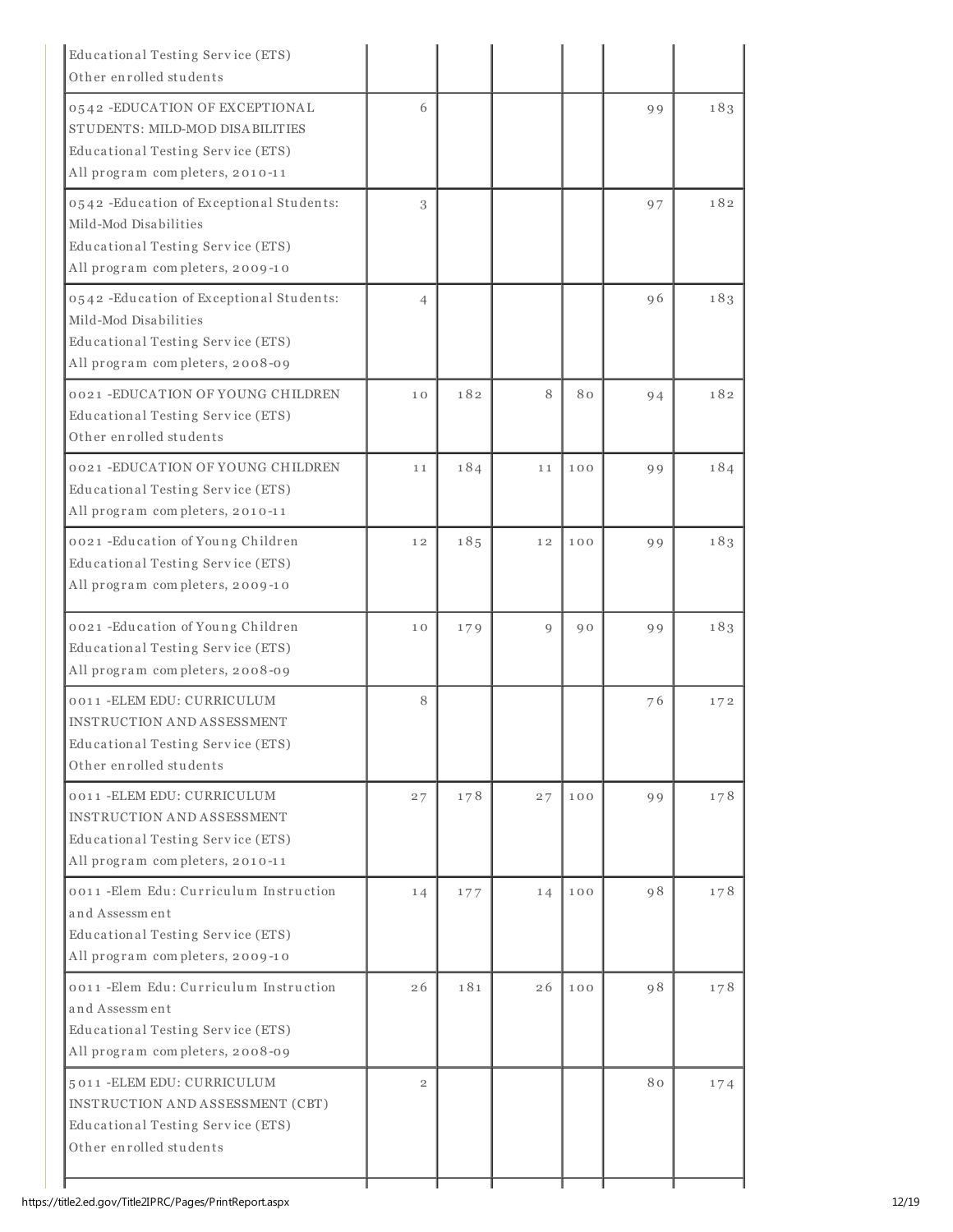| | | | | | | |
|---|---|---|---|---|---|---|
| Educational Testing Service (ETS)<br>Other enrolled students | | | | | | |
| 0542 -EDUCATION OF EXCEPTIONAL STUDENTS: MILD-MOD DISABILITIES<br>Educational Testing Service (ETS)<br>All program completers, 2010-11 | 6 | | | | 99 | 183 |
| 0542 -Education of Exceptional Students: Mild-Mod Disabilities<br>Educational Testing Service (ETS)<br>All program completers, 2009-10 | 3 | | | | 97 | 182 |
| 0542 -Education of Exceptional Students: Mild-Mod Disabilities<br>Educational Testing Service (ETS)<br>All program completers, 2008-09 | 4 | | | | 96 | 183 |
| 0021 -EDUCATION OF YOUNG CHILDREN<br>Educational Testing Service (ETS)<br>Other enrolled students | 10 | 182 | 8 | 80 | 94 | 182 |
| 0021 -EDUCATION OF YOUNG CHILDREN<br>Educational Testing Service (ETS)<br>All program completers, 2010-11 | 11 | 184 | 11 | 100 | 99 | 184 |
| 0021 -Education of Young Children<br>Educational Testing Service (ETS)<br>All program completers, 2009-10 | 12 | 185 | 12 | 100 | 99 | 183 |
| 0021 -Education of Young Children<br>Educational Testing Service (ETS)<br>All program completers, 2008-09 | 10 | 179 | 9 | 90 | 99 | 183 |
| 0011 -ELEM EDU: CURRICULUM INSTRUCTION AND ASSESSMENT<br>Educational Testing Service (ETS)<br>Other enrolled students | 8 | | | | 76 | 172 |
| 0011 -ELEM EDU: CURRICULUM INSTRUCTION AND ASSESSMENT<br>Educational Testing Service (ETS)<br>All program completers, 2010-11 | 27 | 178 | 27 | 100 | 99 | 178 |
| 0011 -Elem Edu: Curriculum Instruction and Assessment<br>Educational Testing Service (ETS)<br>All program completers, 2009-10 | 14 | 177 | 14 | 100 | 98 | 178 |
| 0011 -Elem Edu: Curriculum Instruction and Assessment<br>Educational Testing Service (ETS)<br>All program completers, 2008-09 | 26 | 181 | 26 | 100 | 98 | 178 |
| 5011 -ELEM EDU: CURRICULUM INSTRUCTION AND ASSESSMENT (CBT)<br>Educational Testing Service (ETS)<br>Other enrolled students | 2 | | | | 80 | 174 |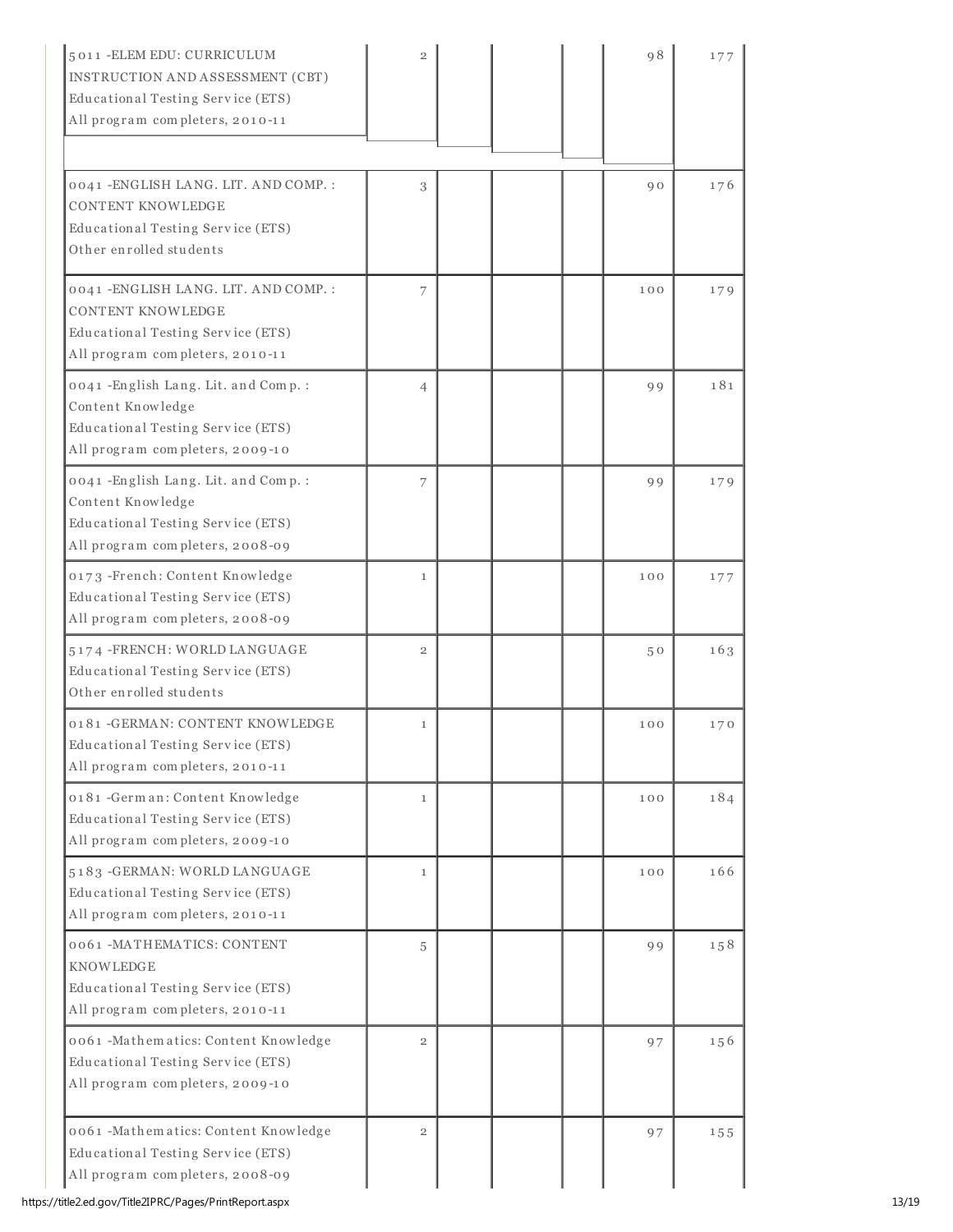| | | | | | |
|---|---|---|---|---|---|
| 5011 -ELEM EDU: CURRICULUM INSTRUCTION AND ASSESSMENT (CBT)<br>Educational Testing Service (ETS)<br>All program completers, 2010-11 | 2 | | | 98 | 177 |
| 0041 -ENGLISH LANG. LIT. AND COMP.: CONTENT KNOWLEDGE<br>Educational Testing Service (ETS)<br>Other enrolled students | 3 | | | 90 | 176 |
| 0041 -ENGLISH LANG. LIT. AND COMP.: CONTENT KNOWLEDGE<br>Educational Testing Service (ETS)<br>All program completers, 2010-11 | 7 | | | 100 | 179 |
| 0041 -English Lang. Lit. and Comp.: Content Knowledge<br>Educational Testing Service (ETS)<br>All program completers, 2009-10 | 4 | | | 99 | 181 |
| 0041 -English Lang. Lit. and Comp.: Content Knowledge<br>Educational Testing Service (ETS)<br>All program completers, 2008-09 | 7 | | | 99 | 179 |
| 0173 -French: Content Knowledge<br>Educational Testing Service (ETS)<br>All program completers, 2008-09 | 1 | | | 100 | 177 |
| 5174 -FRENCH: WORLD LANGUAGE<br>Educational Testing Service (ETS)<br>Other enrolled students | 2 | | | 50 | 163 |
| 0181 -GERMAN: CONTENT KNOWLEDGE<br>Educational Testing Service (ETS)<br>All program completers, 2010-11 | 1 | | | 100 | 170 |
| 0181 -German: Content Knowledge<br>Educational Testing Service (ETS)<br>All program completers, 2009-10 | 1 | | | 100 | 184 |
| 5183 -GERMAN: WORLD LANGUAGE<br>Educational Testing Service (ETS)<br>All program completers, 2010-11 | 1 | | | 100 | 166 |
| 0061 -MATHEMATICS: CONTENT KNOWLEDGE<br>Educational Testing Service (ETS)<br>All program completers, 2010-11 | 5 | | | 99 | 158 |
| 0061 -Mathematics: Content Knowledge<br>Educational Testing Service (ETS)<br>All program completers, 2009-10 | 2 | | | 97 | 156 |
| 0061 -Mathematics: Content Knowledge<br>Educational Testing Service (ETS)<br>All program completers, 2008-09 | 2 | | | 97 | 155 |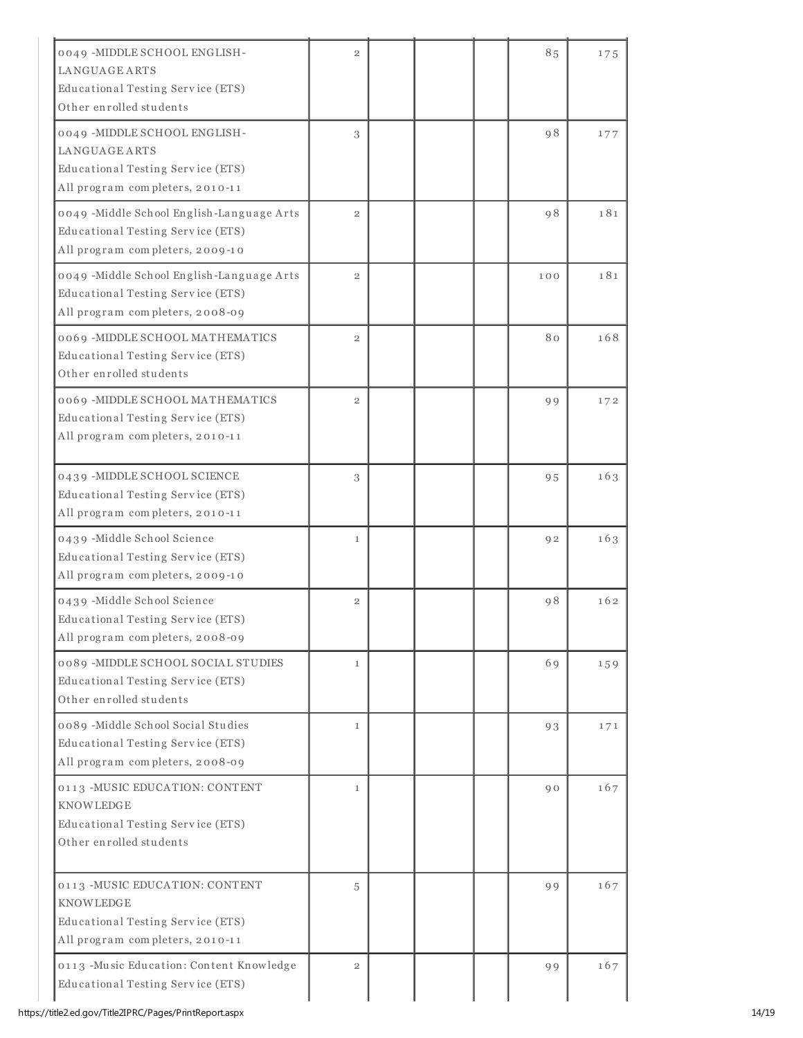| | | | | | | |
|---|---|---|---|---|---|---|
| 0049 -MIDDLE SCHOOL ENGLISH-LANGUAGE ARTS<br>Educational Testing Service (ETS)<br>Other enrolled students | 2 | | | | 85 | 175 |
| 0049 -MIDDLE SCHOOL ENGLISH-LANGUAGE ARTS<br>Educational Testing Service (ETS)<br>All program completers, 2010-11 | 3 | | | | 98 | 177 |
| 0049 -Middle School English-Language Arts<br>Educational Testing Service (ETS)<br>All program completers, 2009-10 | 2 | | | | 98 | 181 |
| 0049 -Middle School English-Language Arts<br>Educational Testing Service (ETS)<br>All program completers, 2008-09 | 2 | | | | 100 | 181 |
| 0069 -MIDDLE SCHOOL MATHEMATICS<br>Educational Testing Service (ETS)<br>Other enrolled students | 2 | | | | 80 | 168 |
| 0069 -MIDDLE SCHOOL MATHEMATICS<br>Educational Testing Service (ETS)<br>All program completers, 2010-11 | 2 | | | | 99 | 172 |
| 0439 -MIDDLE SCHOOL SCIENCE<br>Educational Testing Service (ETS)<br>All program completers, 2010-11 | 3 | | | | 95 | 163 |
| 0439 -Middle School Science<br>Educational Testing Service (ETS)<br>All program completers, 2009-10 | 1 | | | | 92 | 163 |
| 0439 -Middle School Science<br>Educational Testing Service (ETS)<br>All program completers, 2008-09 | 2 | | | | 98 | 162 |
| 0089 -MIDDLE SCHOOL SOCIAL STUDIES<br>Educational Testing Service (ETS)<br>Other enrolled students | 1 | | | | 69 | 159 |
| 0089 -Middle School Social Studies<br>Educational Testing Service (ETS)<br>All program completers, 2008-09 | 1 | | | | 93 | 171 |
| 0113 -MUSIC EDUCATION: CONTENT KNOWLEDGE<br>Educational Testing Service (ETS)<br>Other enrolled students | 1 | | | | 90 | 167 |
| 0113 -MUSIC EDUCATION: CONTENT KNOWLEDGE<br>Educational Testing Service (ETS)<br>All program completers, 2010-11 | 5 | | | | 99 | 167 |
| 0113 -Music Education: Content Knowledge<br>Educational Testing Service (ETS) | 2 | | | | 99 | 167 |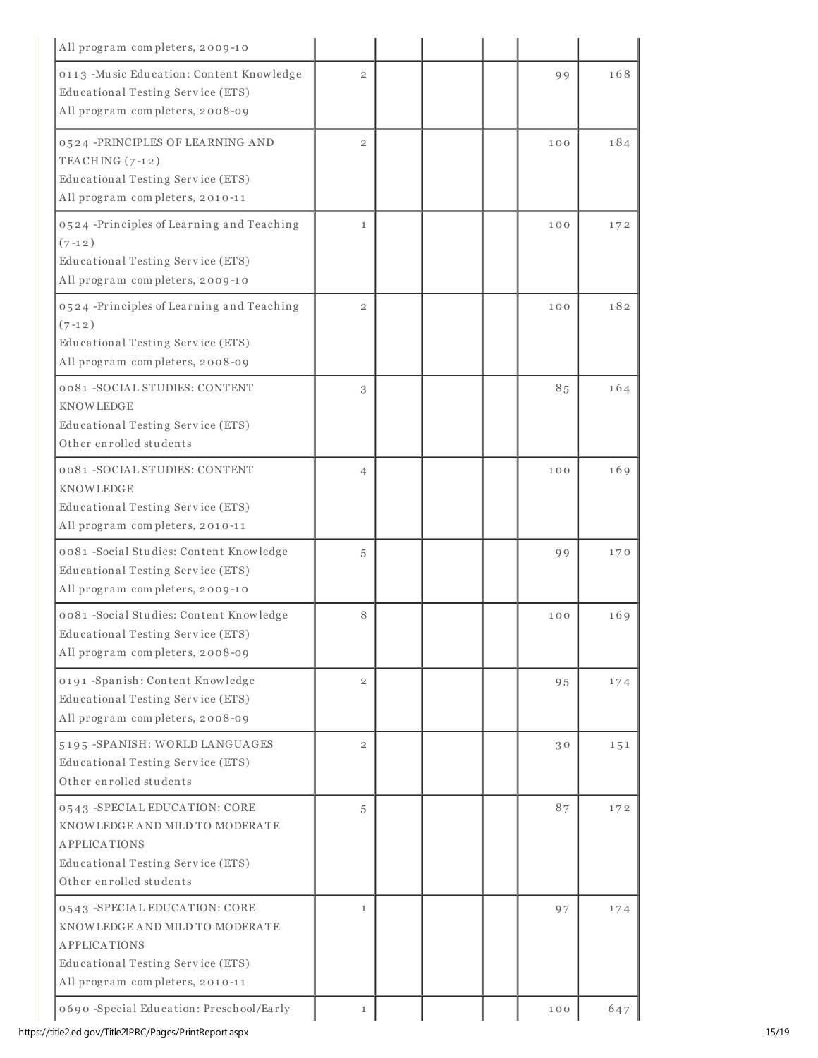| | | | | | |
|---|---|---|---|---|---|
| All program completers, 2009-10 | | | | | |
| 0113 -Music Education: Content Knowledge<br>Educational Testing Service (ETS)<br>All program completers, 2008-09 | 2 | | | 99 | 168 |
| 0524 -PRINCIPLES OF LEARNING AND TEACHING (7-12)<br>Educational Testing Service (ETS)<br>All program completers, 2010-11 | 2 | | | 100 | 184 |
| 0524 -Principles of Learning and Teaching (7-12)<br>Educational Testing Service (ETS)<br>All program completers, 2009-10 | 1 | | | 100 | 172 |
| 0524 -Principles of Learning and Teaching (7-12)<br>Educational Testing Service (ETS)<br>All program completers, 2008-09 | 2 | | | 100 | 182 |
| 0081 -SOCIAL STUDIES: CONTENT KNOWLEDGE<br>Educational Testing Service (ETS)<br>Other enrolled students | 3 | | | 85 | 164 |
| 0081 -SOCIAL STUDIES: CONTENT KNOWLEDGE<br>Educational Testing Service (ETS)<br>All program completers, 2010-11 | 4 | | | 100 | 169 |
| 0081 -Social Studies: Content Knowledge<br>Educational Testing Service (ETS)<br>All program completers, 2009-10 | 5 | | | 99 | 170 |
| 0081 -Social Studies: Content Knowledge<br>Educational Testing Service (ETS)<br>All program completers, 2008-09 | 8 | | | 100 | 169 |
| 0191 -Spanish: Content Knowledge<br>Educational Testing Service (ETS)<br>All program completers, 2008-09 | 2 | | | 95 | 174 |
| 5195 -SPANISH: WORLD LANGUAGES<br>Educational Testing Service (ETS)<br>Other enrolled students | 2 | | | 30 | 151 |
| 0543 -SPECIAL EDUCATION: CORE KNOWLEDGE AND MILD TO MODERATE APPLICATIONS<br>Educational Testing Service (ETS)<br>Other enrolled students | 5 | | | 87 | 172 |
| 0543 -SPECIAL EDUCATION: CORE KNOWLEDGE AND MILD TO MODERATE APPLICATIONS<br>Educational Testing Service (ETS)<br>All program completers, 2010-11 | 1 | | | 97 | 174 |
| 0690 -Special Education: Preschool/Early | 1 | | | 100 | 647 |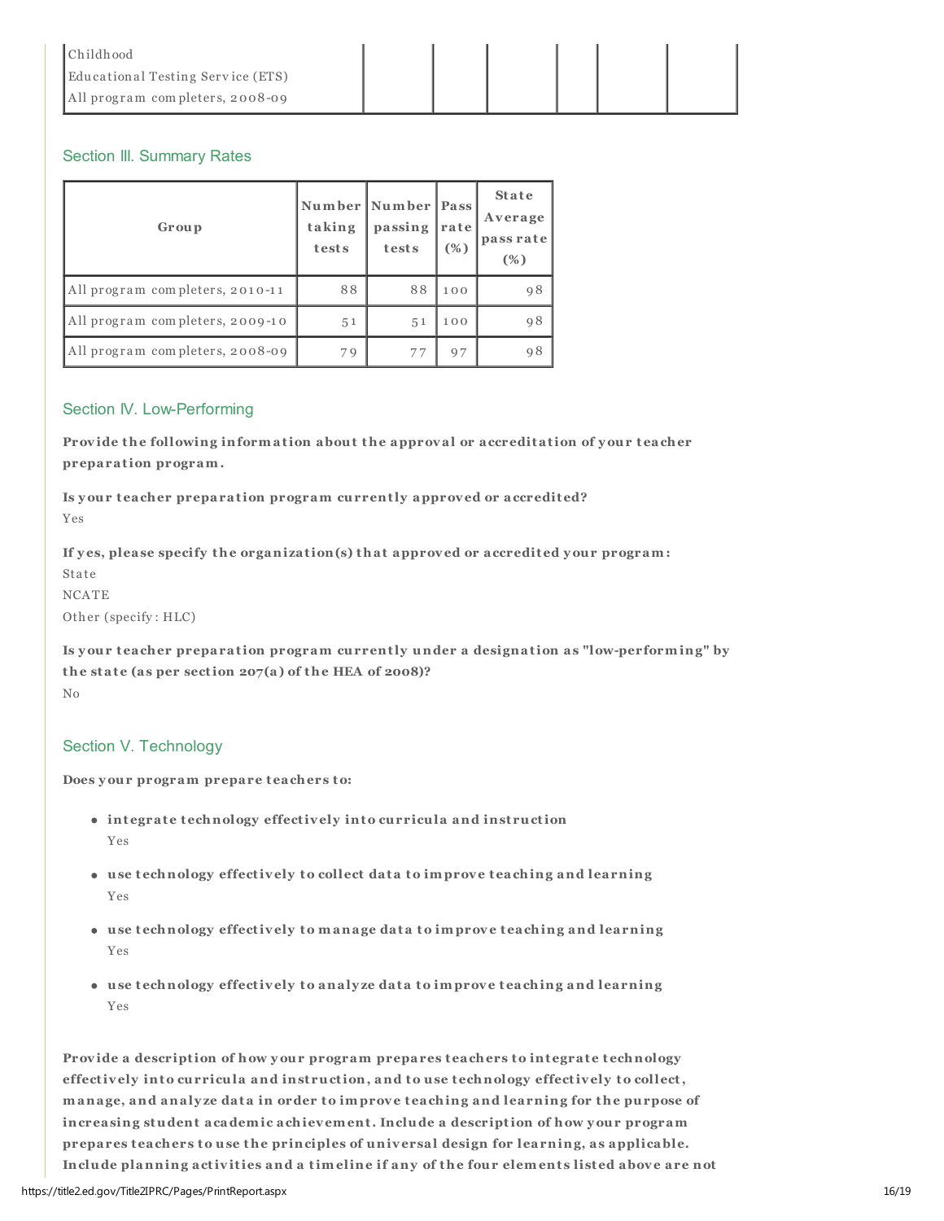| Childhood<br>Educational Testing Service (ETS)<br>All program completers, 2008-09 | | | | | | |
|---|---|---|---|---|---|---|

### Section III. Summary Rates

| Group | Number taking tests | Number passing tests | Pass rate (%) | State Average pass rate (%) |
|---|---|---|---|---|
| All program completers, 2010-11 | 88 | 88 | 100 | 98 |
| All program completers, 2009-10 | 51 | 51 | 100 | 98 |
| All program completers, 2008-09 | 79 | 77 | 97 | 98 |

### Section IV. Low-Performing

**Provide the following information about the approval or accreditation of your teacher preparation program.**

**Is your teacher preparation program currently approved or accredited?**
Yes

**If yes, please specify the organization(s) that approved or accredited your program:**
State
NCATE
Other (specify: HLC)

**Is your teacher preparation program currently under a designation as "low-performing" by the state (as per section 207(a) of the HEA of 2008)?**
No

### Section V. Technology

**Does your program prepare teachers to:**

- **integrate technology effectively into curricula and instruction**
  Yes
- **use technology effectively to collect data to improve teaching and learning**
  Yes
- **use technology effectively to manage data to improve teaching and learning**
  Yes
- **use technology effectively to analyze data to improve teaching and learning**
  Yes

**Provide a description of how your program prepares teachers to integrate technology effectively into curricula and instruction, and to use technology effectively to collect, manage, and analyze data in order to improve teaching and learning for the purpose of increasing student academic achievement. Include a description of how your program prepares teachers to use the principles of universal design for learning, as applicable. Include planning activities and a timeline if any of the four elements listed above are not**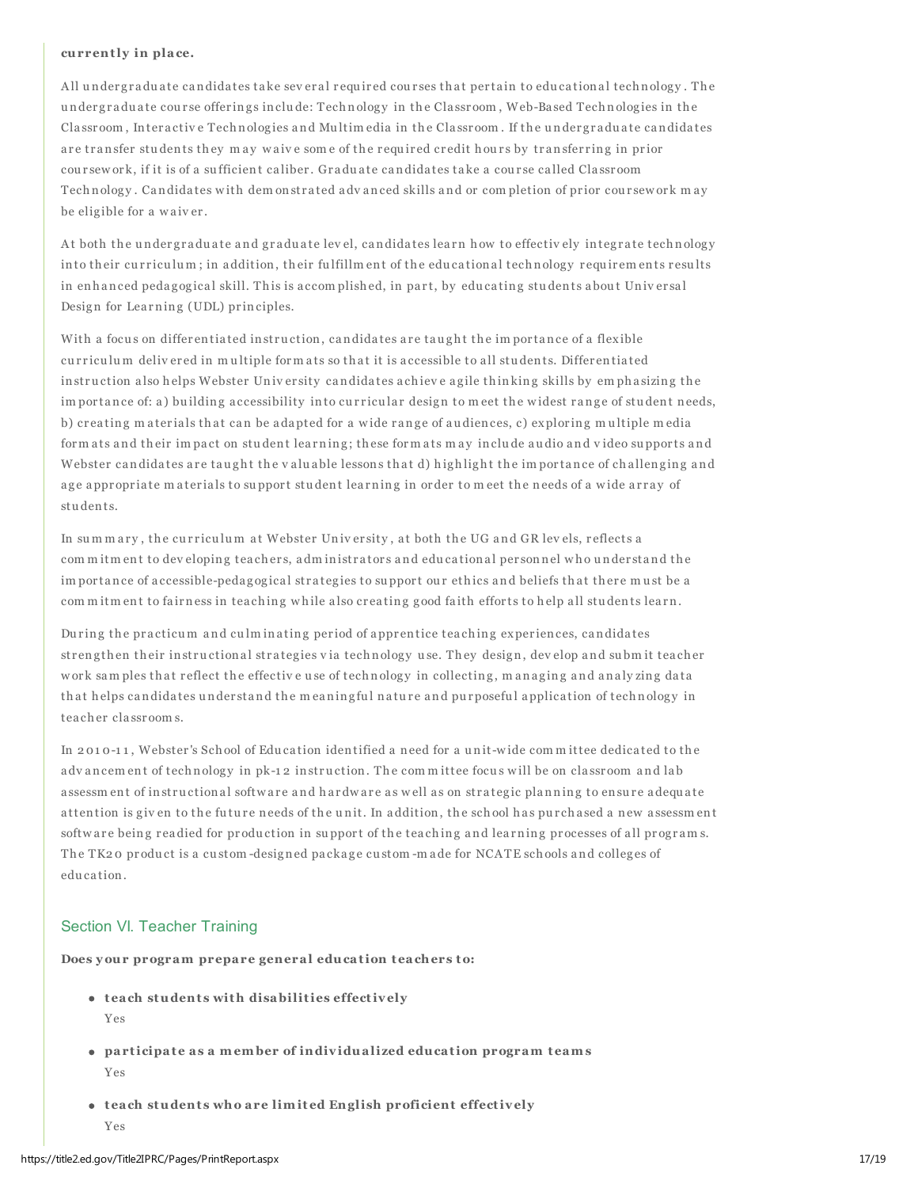**currently in place.**

All undergraduate candidates take several required courses that pertain to educational technology. The undergraduate course offerings include: Technology in the Classroom, Web-Based Technologies in the Classroom, Interactive Technologies and Multimedia in the Classroom. If the undergraduate candidates are transfer students they may waive some of the required credit hours by transferring in prior coursework, if it is of a sufficient caliber. Graduate candidates take a course called Classroom Technology. Candidates with demonstrated advanced skills and or completion of prior coursework may be eligible for a waiver.

At both the undergraduate and graduate level, candidates learn how to effectively integrate technology into their curriculum; in addition, their fulfillment of the educational technology requirements results in enhanced pedagogical skill. This is accomplished, in part, by educating students about Universal Design for Learning (UDL) principles.

With a focus on differentiated instruction, candidates are taught the importance of a flexible curriculum delivered in multiple formats so that it is accessible to all students. Differentiated instruction also helps Webster University candidates achieve agile thinking skills by emphasizing the importance of: a) building accessibility into curricular design to meet the widest range of student needs, b) creating materials that can be adapted for a wide range of audiences, c) exploring multiple media formats and their impact on student learning; these formats may include audio and video supports and Webster candidates are taught the valuable lessons that d) highlight the importance of challenging and age appropriate materials to support student learning in order to meet the needs of a wide array of students.

In summary, the curriculum at Webster University, at both the UG and GR levels, reflects a commitment to developing teachers, administrators and educational personnel who understand the importance of accessible-pedagogical strategies to support our ethics and beliefs that there must be a commitment to fairness in teaching while also creating good faith efforts to help all students learn.

During the practicum and culminating period of apprentice teaching experiences, candidates strengthen their instructional strategies via technology use. They design, develop and submit teacher work samples that reflect the effective use of technology in collecting, managing and analyzing data that helps candidates understand the meaningful nature and purposeful application of technology in teacher classrooms.

In 2010-11, Webster's School of Education identified a need for a unit-wide committee dedicated to the advancement of technology in pk-12 instruction. The committee focus will be on classroom and lab assessment of instructional software and hardware as well as on strategic planning to ensure adequate attention is given to the future needs of the unit. In addition, the school has purchased a new assessment software being readied for production in support of the teaching and learning processes of all programs. The TK20 product is a custom-designed package custom-made for NCATE schools and colleges of education.

## Section VI. Teacher Training

**Does your program prepare general education teachers to:**

- **teach students with disabilities effectively**
  Yes
- **participate as a member of individualized education program teams**
  Yes
- **teach students who are limited English proficient effectively**
  Yes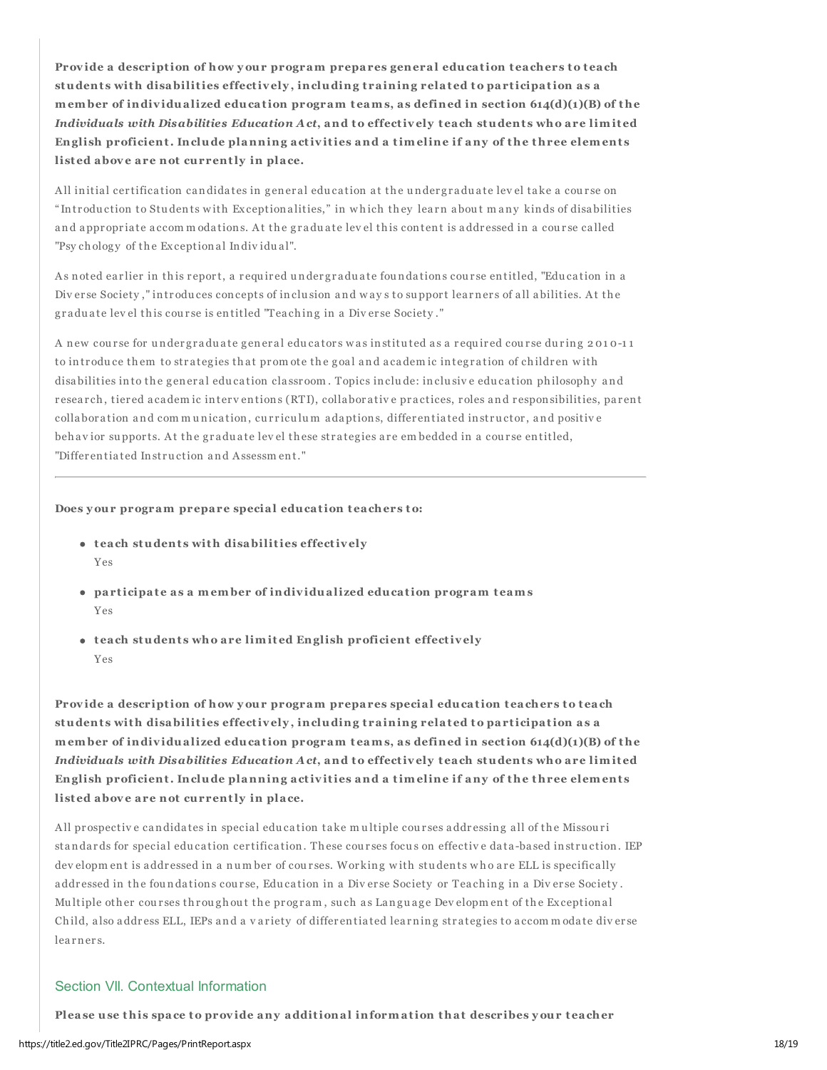**Provide a description of how your program prepares general education teachers to teach students with disabilities effectively, including training related to participation as a member of individualized education program teams, as defined in section 614(d)(1)(B) of the *Individuals with Disabilities Education Act*, and to effectively teach students who are limited English proficient. Include planning activities and a timeline if any of the three elements listed above are not currently in place.**

All initial certification candidates in general education at the undergraduate level take a course on "Introduction to Students with Exceptionalities," in which they learn about many kinds of disabilities and appropriate accommodations. At the graduate level this content is addressed in a course called "Psychology of the Exceptional Individual".

As noted earlier in this report, a required undergraduate foundations course entitled, "Education in a Diverse Society," introduces concepts of inclusion and ways to support learners of all abilities. At the graduate level this course is entitled "Teaching in a Diverse Society."

A new course for undergraduate general educators was instituted as a required course during 2010-11 to introduce them to strategies that promote the goal and academic integration of children with disabilities into the general education classroom. Topics include: inclusive education philosophy and research, tiered academic interventions (RTI), collaborative practices, roles and responsibilities, parent collaboration and communication, curriculum adaptions, differentiated instructor, and positive behavior supports. At the graduate level these strategies are embedded in a course entitled, "Differentiated Instruction and Assessment."

---

**Does your program prepare special education teachers to:**

- **teach students with disabilities effectively**
  Yes
- **participate as a member of individualized education program teams**
  Yes
- **teach students who are limited English proficient effectively**
  Yes

**Provide a description of how your program prepares special education teachers to teach students with disabilities effectively, including training related to participation as a member of individualized education program teams, as defined in section 614(d)(1)(B) of the *Individuals with Disabilities Education Act*, and to effectively teach students who are limited English proficient. Include planning activities and a timeline if any of the three elements listed above are not currently in place.**

All prospective candidates in special education take multiple courses addressing all of the Missouri standards for special education certification. These courses focus on effective data-based instruction. IEP development is addressed in a number of courses. Working with students who are ELL is specifically addressed in the foundations course, Education in a Diverse Society or Teaching in a Diverse Society. Multiple other courses throughout the program, such as Language Development of the Exceptional Child, also address ELL, IEPs and a variety of differentiated learning strategies to accommodate diverse learners.

## Section VII. Contextual Information

**Please use this space to provide any additional information that describes your teacher**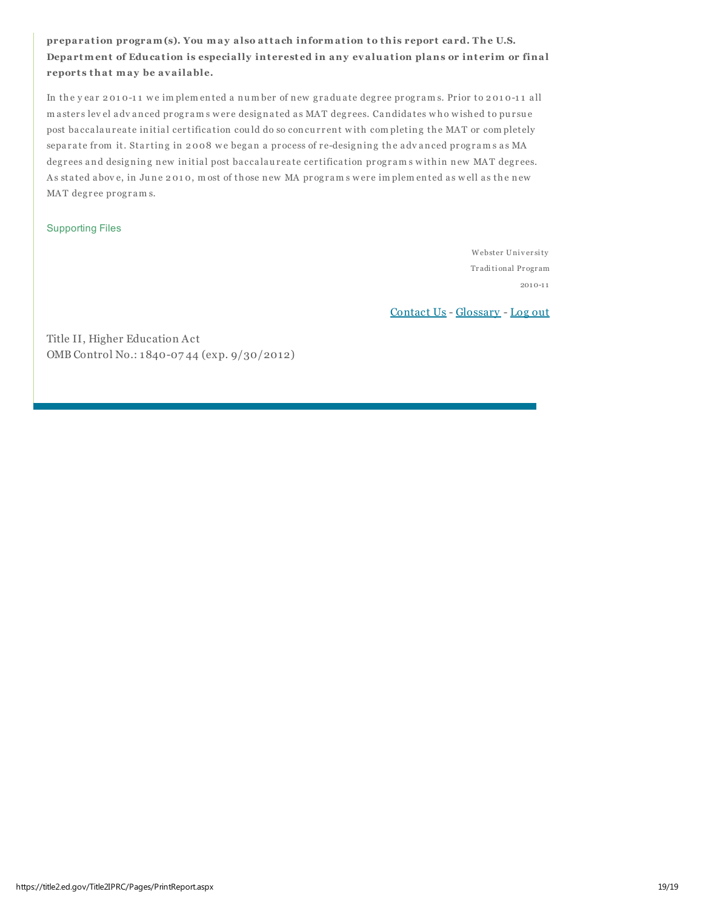**preparation program(s). You may also attach information to this report card. The U.S. Department of Education is especially interested in any evaluation plans or interim or final reports that may be available.**

In the year 2010-11 we implemented a number of new graduate degree programs. Prior to 2010-11 all masters level advanced programs were designated as MAT degrees. Candidates who wished to pursue post baccalaureate initial certification could do so concurrent with completing the MAT or completely separate from it. Starting in 2008 we began a process of re-designing the advanced programs as MA degrees and designing new initial post baccalaureate certification programs within new MAT degrees. As stated above, in June 2010, most of those new MA programs were implemented as well as the new MAT degree programs.

Supporting Files

Webster University
Traditional Program
2010-11

Contact Us - Glossary - Log out

Title II, Higher Education Act
OMB Control No.: 1840-0744 (exp. 9/30/2012)